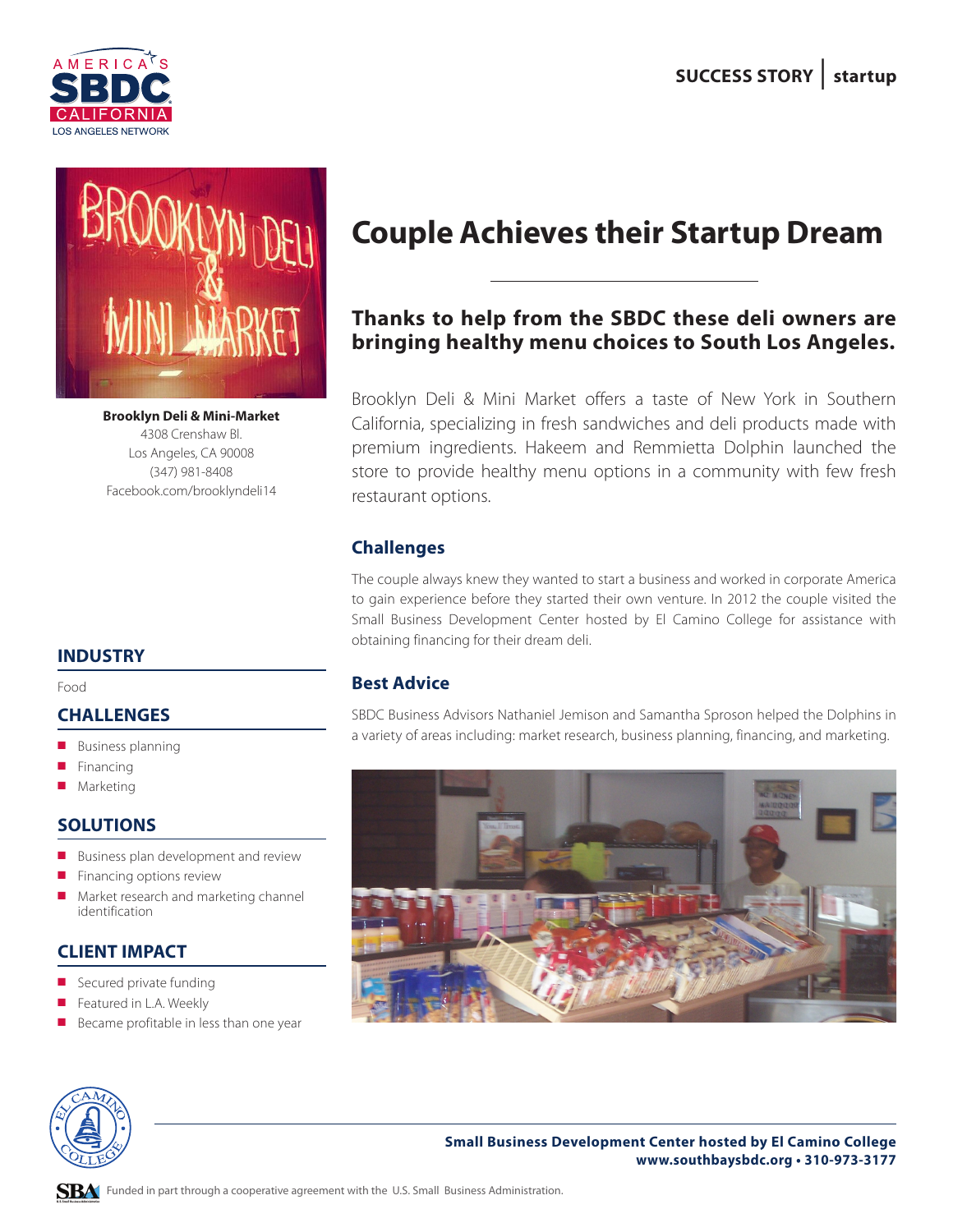SUCCESS STORY | startup

# Couple Achieves their Startup Dream

### Thanks to help from the SBDC these deli owners are bringing healthy menu choices to South Los Angeles.

Brooklyn Deli & Mini Market offers a taste of New York in Southern California, specializing in fresh sandwiches and deli products made with premium ingredients. Hakeem and Remmietta Dolphin launched the store to provide healthy menu options in a community with few fresh restaurant options.

## Challenges

The couple always knew they wanted to start a business and worked in corporate America to gain experience before they started their own venture. In 2012 the couple visited the Small Business Development Center hosted by El Camino College for assistance with obtaining financing for their dream deli.

## Best Advice

SBDC Business Advisors Nathaniel Jemison and Samantha Sproson helped the Dolphins in a variety of areas including: market research, business planning, financing, and marketing.

**Brooklyn Deli & Mini-Market**
4308 Crenshaw Bl.
Los Angeles, CA 90008
(347) 981-8408
Facebook.com/brooklyndeli14

## INDUSTRY

Food

## CHALLENGES

- Business planning
- Financing
- Marketing

## SOLUTIONS

- Business plan development and review
- Financing options review
- Market research and marketing channel identification

## CLIENT IMPACT

- Secured private funding
- Featured in L.A. Weekly
- Became profitable in less than one year

**Small Business Development Center hosted by El Camino College**
**www.southbaysbdc.org • 310-973-3177**

Funded in part through a cooperative agreement with the U.S. Small Business Administration.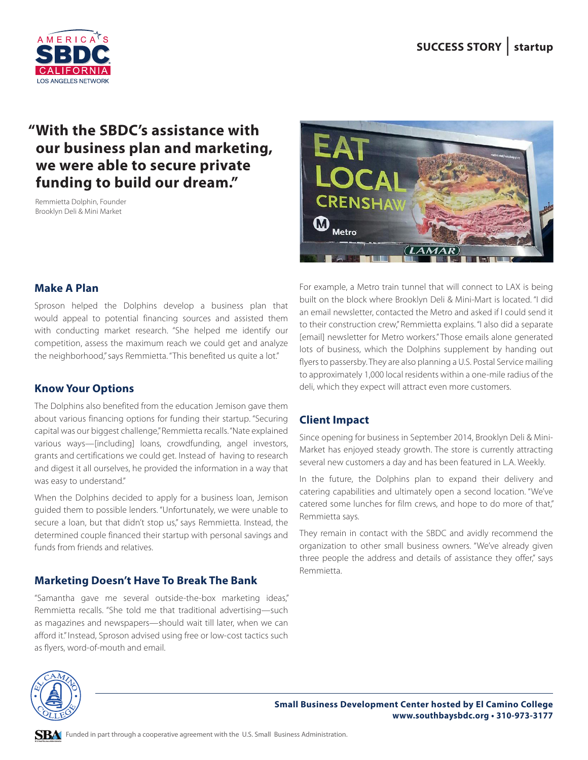# SUCCESS STORY | startup

## "With the SBDC's assistance with our business plan and marketing, we were able to secure private funding to build our dream."

Remmietta Dolphin, Founder
Brooklyn Deli & Mini Market

### Make A Plan

Sproson helped the Dolphins develop a business plan that would appeal to potential financing sources and assisted them with conducting market research. "She helped me identify our competition, assess the maximum reach we could get and analyze the neighborhood," says Remmietta. "This benefited us quite a lot."

### Know Your Options

The Dolphins also benefited from the education Jemison gave them about various financing options for funding their startup. "Securing capital was our biggest challenge," Remmietta recalls. "Nate explained various ways—[including] loans, crowdfunding, angel investors, grants and certifications we could get. Instead of having to research and digest it all ourselves, he provided the information in a way that was easy to understand."

When the Dolphins decided to apply for a business loan, Jemison guided them to possible lenders. "Unfortunately, we were unable to secure a loan, but that didn't stop us," says Remmietta. Instead, the determined couple financed their startup with personal savings and funds from friends and relatives.

### Marketing Doesn't Have To Break The Bank

"Samantha gave me several outside-the-box marketing ideas," Remmietta recalls. "She told me that traditional advertising—such as magazines and newspapers—should wait till later, when we can afford it." Instead, Sproson advised using free or low-cost tactics such as flyers, word-of-mouth and email.

For example, a Metro train tunnel that will connect to LAX is being built on the block where Brooklyn Deli & Mini-Mart is located. "I did an email newsletter, contacted the Metro and asked if I could send it to their construction crew," Remmietta explains. "I also did a separate [email] newsletter for Metro workers." Those emails alone generated lots of business, which the Dolphins supplement by handing out flyers to passersby. They are also planning a U.S. Postal Service mailing to approximately 1,000 local residents within a one-mile radius of the deli, which they expect will attract even more customers.

### Client Impact

Since opening for business in September 2014, Brooklyn Deli & Mini-Market has enjoyed steady growth. The store is currently attracting several new customers a day and has been featured in L.A. Weekly.

In the future, the Dolphins plan to expand their delivery and catering capabilities and ultimately open a second location. "We've catered some lunches for film crews, and hope to do more of that," Remmietta says.

They remain in contact with the SBDC and avidly recommend the organization to other small business owners. "We've already given three people the address and details of assistance they offer," says Remmietta.

**Small Business Development Center hosted by El Camino College**
**www.southbaysbdc.org • 310-973-3177**

Funded in part through a cooperative agreement with the U.S. Small Business Administration.